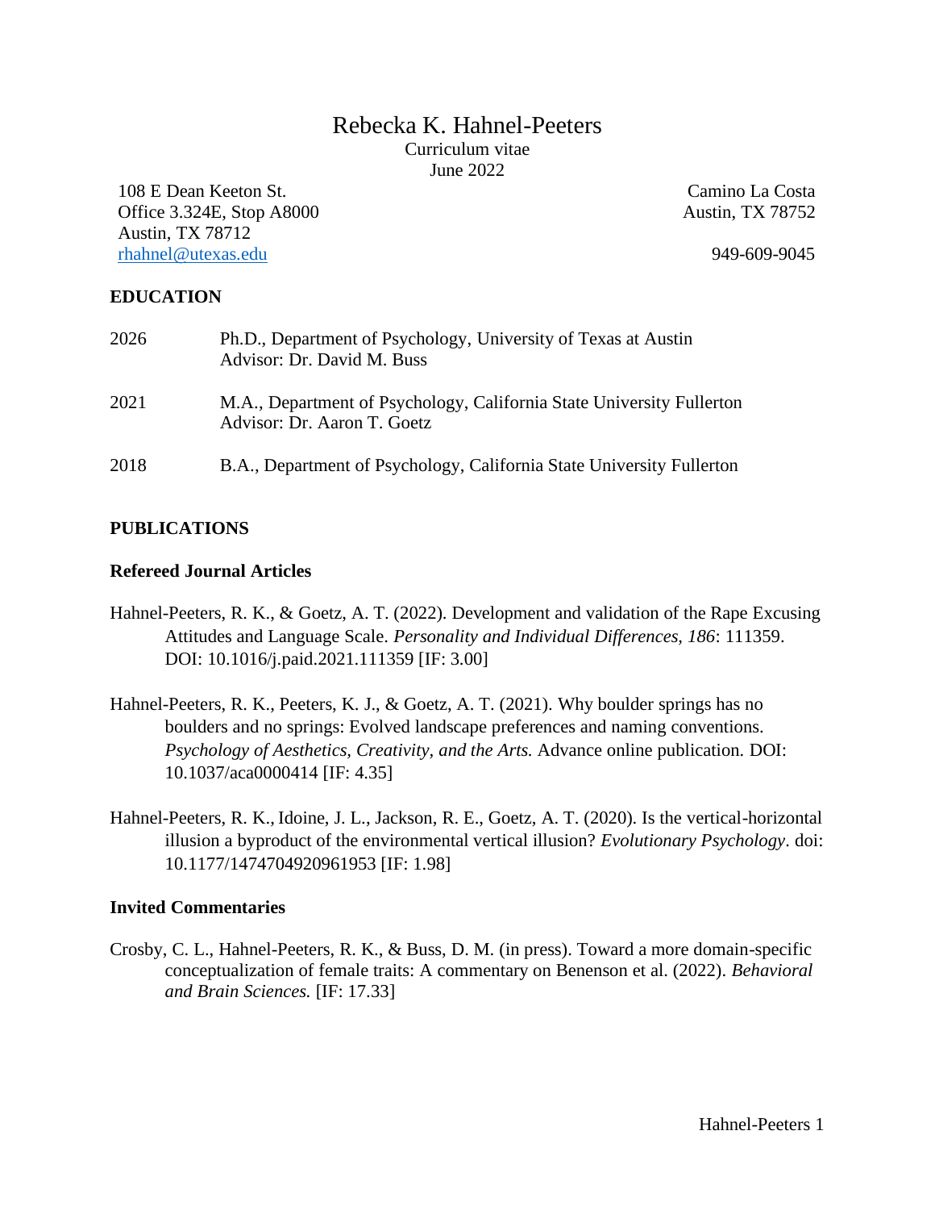# Rebecka K. Hahnel-Peeters

Curriculum vitae
June 2022

108 E Dean Keeton St.
Office 3.324E, Stop A8000
Austin, TX 78712
rhahnel@utexas.edu

Camino La Costa
Austin, TX 78752

949-609-9045

## EDUCATION

| | |
|---|---|
| 2026 | Ph.D., Department of Psychology, University of Texas at Austin<br>Advisor: Dr. David M. Buss |
| 2021 | M.A., Department of Psychology, California State University Fullerton<br>Advisor: Dr. Aaron T. Goetz |
| 2018 | B.A., Department of Psychology, California State University Fullerton |

## PUBLICATIONS

### Refereed Journal Articles

Hahnel-Peeters, R. K., & Goetz, A. T. (2022). Development and validation of the Rape Excusing Attitudes and Language Scale. *Personality and Individual Differences, 186*: 111359. DOI: 10.1016/j.paid.2021.111359 [IF: 3.00]

Hahnel-Peeters, R. K., Peeters, K. J., & Goetz, A. T. (2021). Why boulder springs has no boulders and no springs: Evolved landscape preferences and naming conventions. *Psychology of Aesthetics, Creativity, and the Arts.* Advance online publication. DOI: 10.1037/aca0000414 [IF: 4.35]

Hahnel-Peeters, R. K., Idoine, J. L., Jackson, R. E., Goetz, A. T. (2020). Is the vertical-horizontal illusion a byproduct of the environmental vertical illusion? *Evolutionary Psychology*. doi: 10.1177/1474704920961953 [IF: 1.98]

### Invited Commentaries

Crosby, C. L., Hahnel-Peeters, R. K., & Buss, D. M. (in press). Toward a more domain-specific conceptualization of female traits: A commentary on Benenson et al. (2022). *Behavioral and Brain Sciences.* [IF: 17.33]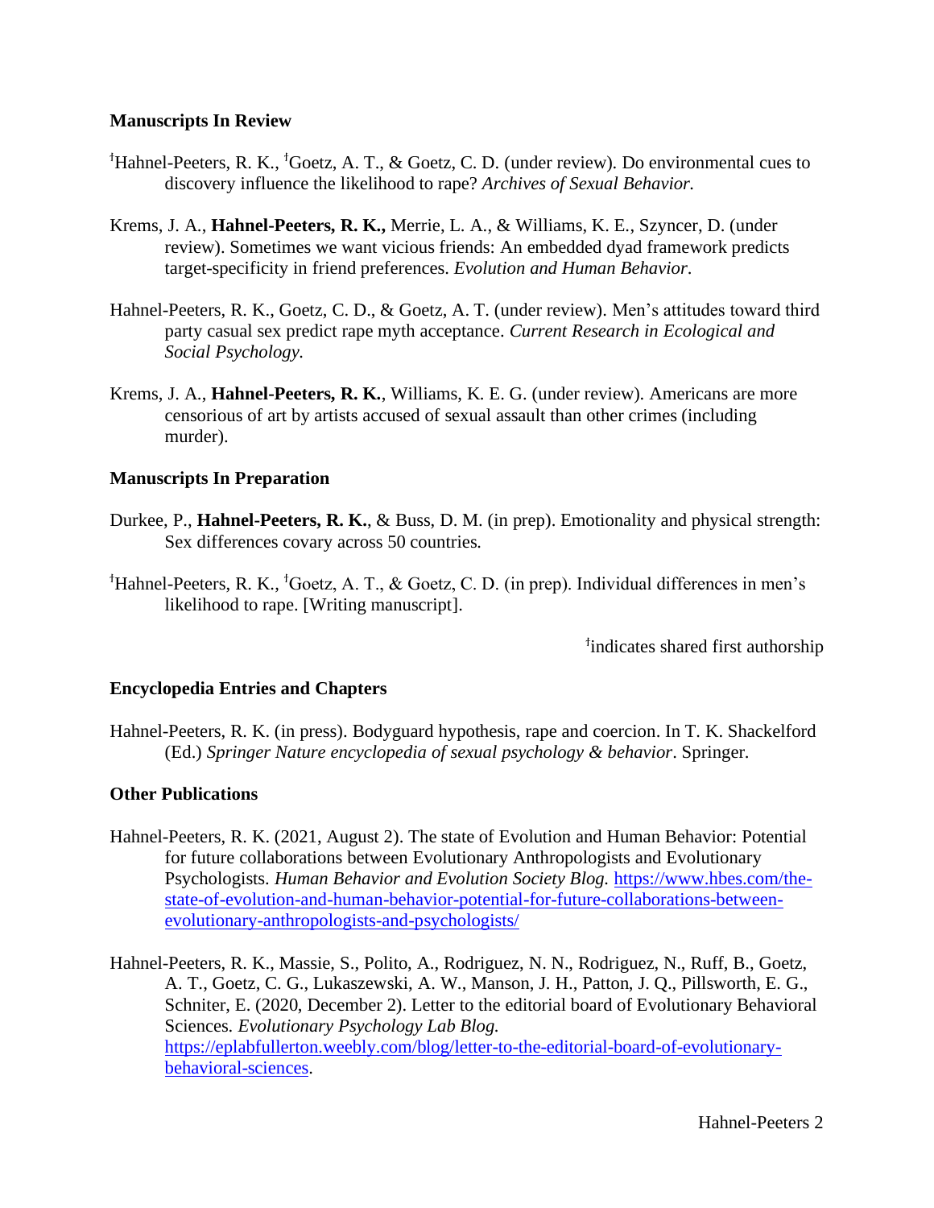### Manuscripts In Review

[ǂ]Hahnel-Peeters, R. K., [ǂ]Goetz, A. T., & Goetz, C. D. (under review). Do environmental cues to discovery influence the likelihood to rape? *Archives of Sexual Behavior.*

Krems, J. A., **Hahnel-Peeters, R. K.,** Merrie, L. A., & Williams, K. E., Szyncer, D. (under review). Sometimes we want vicious friends: An embedded dyad framework predicts target-specificity in friend preferences. *Evolution and Human Behavior*.

Hahnel-Peeters, R. K., Goetz, C. D., & Goetz, A. T. (under review). Men's attitudes toward third party casual sex predict rape myth acceptance. *Current Research in Ecological and Social Psychology.*

Krems, J. A., **Hahnel-Peeters, R. K.**, Williams, K. E. G. (under review). Americans are more censorious of art by artists accused of sexual assault than other crimes (including murder).

### Manuscripts In Preparation

Durkee, P., **Hahnel-Peeters, R. K.**, & Buss, D. M. (in prep). Emotionality and physical strength: Sex differences covary across 50 countries.

[ǂ]Hahnel-Peeters, R. K., [ǂ]Goetz, A. T., & Goetz, C. D. (in prep). Individual differences in men's likelihood to rape. [Writing manuscript].

[ǂ]indicates shared first authorship

### Encyclopedia Entries and Chapters

Hahnel-Peeters, R. K. (in press). Bodyguard hypothesis, rape and coercion. In T. K. Shackelford (Ed.) *Springer Nature encyclopedia of sexual psychology & behavior*. Springer.

### Other Publications

Hahnel-Peeters, R. K. (2021, August 2). The state of Evolution and Human Behavior: Potential for future collaborations between Evolutionary Anthropologists and Evolutionary Psychologists. *Human Behavior and Evolution Society Blog.* https://www.hbes.com/the-state-of-evolution-and-human-behavior-potential-for-future-collaborations-between-evolutionary-anthropologists-and-psychologists/

Hahnel-Peeters, R. K., Massie, S., Polito, A., Rodriguez, N. N., Rodriguez, N., Ruff, B., Goetz, A. T., Goetz, C. G., Lukaszewski, A. W., Manson, J. H., Patton, J. Q., Pillsworth, E. G., Schniter, E. (2020, December 2). Letter to the editorial board of Evolutionary Behavioral Sciences. *Evolutionary Psychology Lab Blog.* https://eplabfullerton.weebly.com/blog/letter-to-the-editorial-board-of-evolutionary-behavioral-sciences.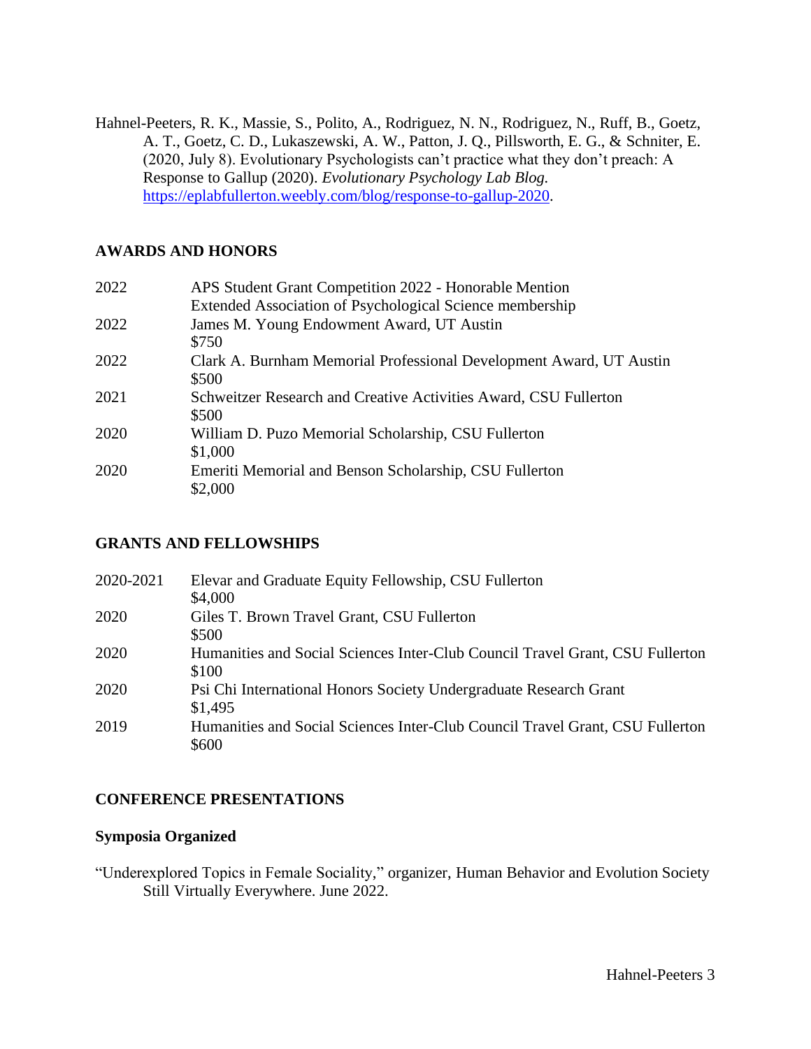Hahnel-Peeters, R. K., Massie, S., Polito, A., Rodriguez, N. N., Rodriguez, N., Ruff, B., Goetz, A. T., Goetz, C. D., Lukaszewski, A. W., Patton, J. Q., Pillsworth, E. G., & Schniter, E. (2020, July 8). Evolutionary Psychologists can't practice what they don't preach: A Response to Gallup (2020). *Evolutionary Psychology Lab Blog.* https://eplabfullerton.weebly.com/blog/response-to-gallup-2020.

## AWARDS AND HONORS

| | |
|---|---|
| 2022 | APS Student Grant Competition 2022 - Honorable Mention<br>Extended Association of Psychological Science membership |
| 2022 | James M. Young Endowment Award, UT Austin<br>$750 |
| 2022 | Clark A. Burnham Memorial Professional Development Award, UT Austin<br>$500 |
| 2021 | Schweitzer Research and Creative Activities Award, CSU Fullerton<br>$500 |
| 2020 | William D. Puzo Memorial Scholarship, CSU Fullerton<br>$1,000 |
| 2020 | Emeriti Memorial and Benson Scholarship, CSU Fullerton<br>$2,000 |

## GRANTS AND FELLOWSHIPS

| | |
|---|---|
| 2020-2021 | Elevar and Graduate Equity Fellowship, CSU Fullerton<br>$4,000 |
| 2020 | Giles T. Brown Travel Grant, CSU Fullerton<br>$500 |
| 2020 | Humanities and Social Sciences Inter-Club Council Travel Grant, CSU Fullerton<br>$100 |
| 2020 | Psi Chi International Honors Society Undergraduate Research Grant<br>$1,495 |
| 2019 | Humanities and Social Sciences Inter-Club Council Travel Grant, CSU Fullerton<br>$600 |

## CONFERENCE PRESENTATIONS

### Symposia Organized

"Underexplored Topics in Female Sociality," organizer, Human Behavior and Evolution Society Still Virtually Everywhere. June 2022.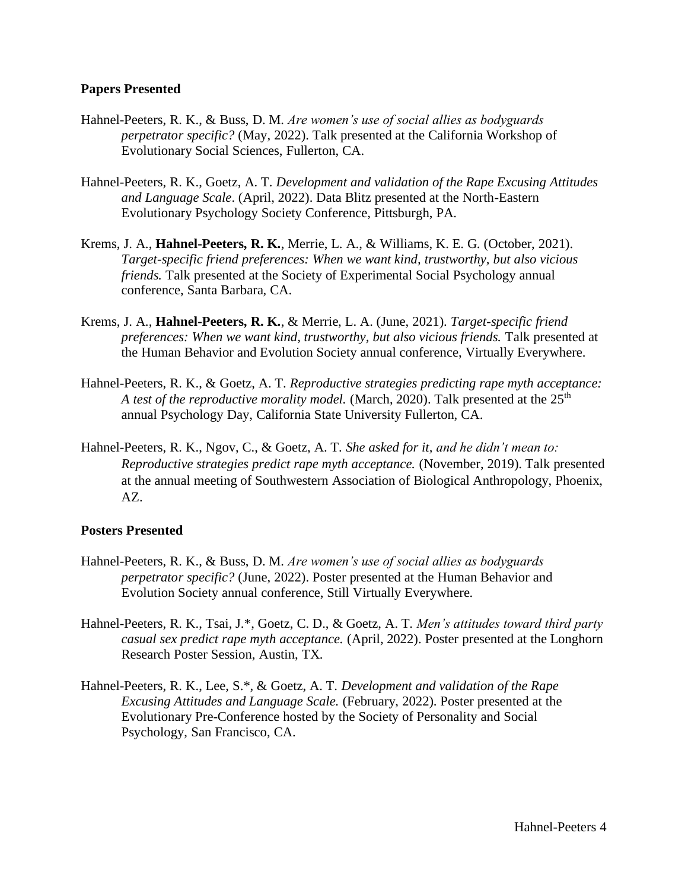**Papers Presented**

Hahnel-Peeters, R. K., & Buss, D. M. *Are women's use of social allies as bodyguards perpetrator specific?* (May, 2022). Talk presented at the California Workshop of Evolutionary Social Sciences, Fullerton, CA.

Hahnel-Peeters, R. K., Goetz, A. T. *Development and validation of the Rape Excusing Attitudes and Language Scale*. (April, 2022). Data Blitz presented at the North-Eastern Evolutionary Psychology Society Conference, Pittsburgh, PA.

Krems, J. A., **Hahnel-Peeters, R. K.**, Merrie, L. A., & Williams, K. E. G. (October, 2021). *Target-specific friend preferences: When we want kind, trustworthy, but also vicious friends.* Talk presented at the Society of Experimental Social Psychology annual conference, Santa Barbara, CA.

Krems, J. A., **Hahnel-Peeters, R. K.**, & Merrie, L. A. (June, 2021). *Target-specific friend preferences: When we want kind, trustworthy, but also vicious friends.* Talk presented at the Human Behavior and Evolution Society annual conference, Virtually Everywhere.

Hahnel-Peeters, R. K., & Goetz, A. T. *Reproductive strategies predicting rape myth acceptance: A test of the reproductive morality model.* (March, 2020). Talk presented at the 25th annual Psychology Day, California State University Fullerton, CA.

Hahnel-Peeters, R. K., Ngov, C., & Goetz, A. T. *She asked for it, and he didn't mean to: Reproductive strategies predict rape myth acceptance.* (November, 2019). Talk presented at the annual meeting of Southwestern Association of Biological Anthropology, Phoenix, AZ.

**Posters Presented**

Hahnel-Peeters, R. K., & Buss, D. M. *Are women's use of social allies as bodyguards perpetrator specific?* (June, 2022). Poster presented at the Human Behavior and Evolution Society annual conference, Still Virtually Everywhere.

Hahnel-Peeters, R. K., Tsai, J.*, Goetz, C. D., & Goetz, A. T. *Men's attitudes toward third party casual sex predict rape myth acceptance.* (April, 2022). Poster presented at the Longhorn Research Poster Session, Austin, TX.

Hahnel-Peeters, R. K., Lee, S.*, & Goetz, A. T. *Development and validation of the Rape Excusing Attitudes and Language Scale.* (February, 2022). Poster presented at the Evolutionary Pre-Conference hosted by the Society of Personality and Social Psychology, San Francisco, CA.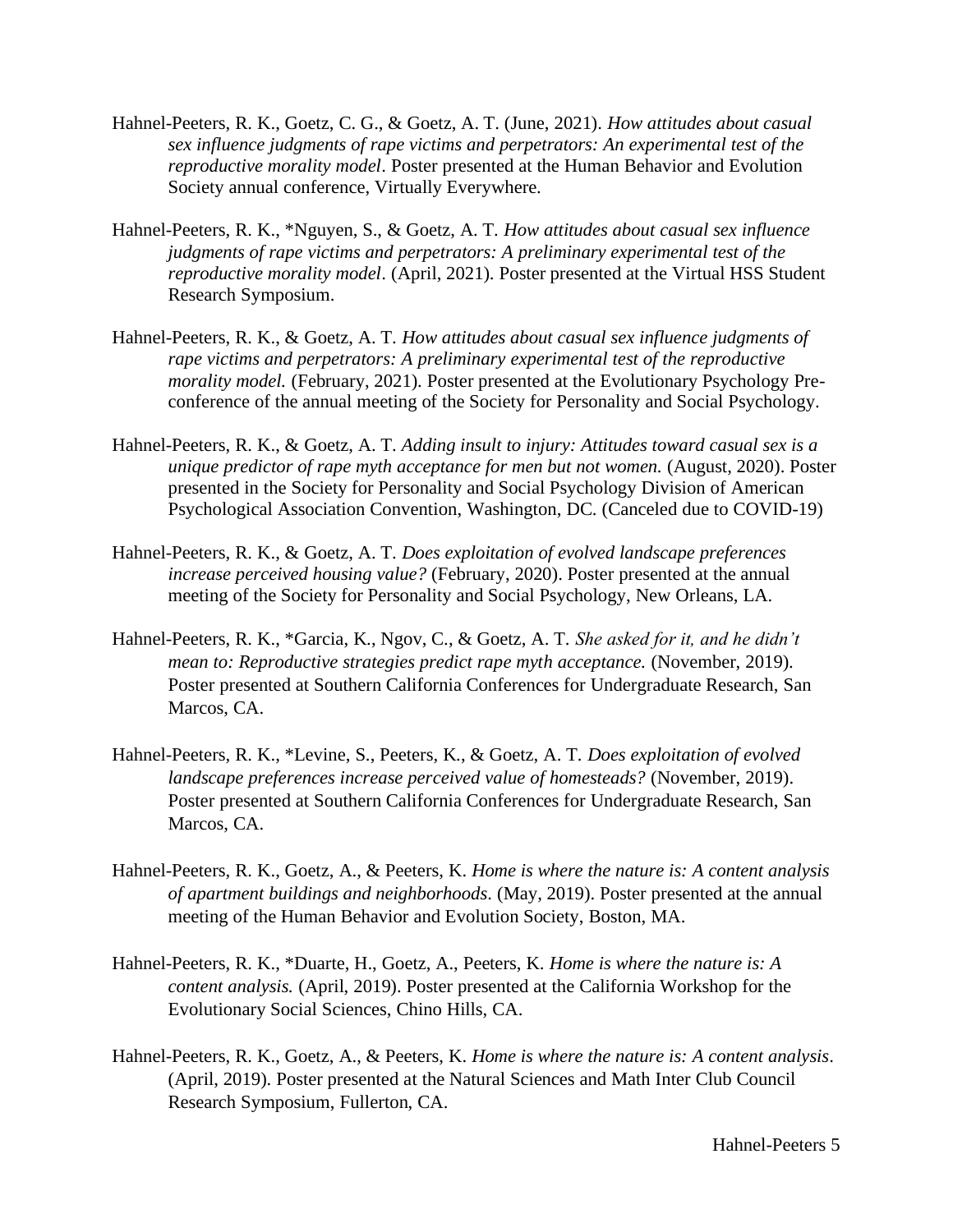Hahnel-Peeters, R. K., Goetz, C. G., & Goetz, A. T. (June, 2021). *How attitudes about casual sex influence judgments of rape victims and perpetrators: An experimental test of the reproductive morality model*. Poster presented at the Human Behavior and Evolution Society annual conference, Virtually Everywhere.

Hahnel-Peeters, R. K., *Nguyen, S., & Goetz, A. T. *How attitudes about casual sex influence judgments of rape victims and perpetrators: A preliminary experimental test of the reproductive morality model*. (April, 2021). Poster presented at the Virtual HSS Student Research Symposium.

Hahnel-Peeters, R. K., & Goetz, A. T. *How attitudes about casual sex influence judgments of rape victims and perpetrators: A preliminary experimental test of the reproductive morality model.* (February, 2021). Poster presented at the Evolutionary Psychology Pre-conference of the annual meeting of the Society for Personality and Social Psychology.

Hahnel-Peeters, R. K., & Goetz, A. T. *Adding insult to injury: Attitudes toward casual sex is a unique predictor of rape myth acceptance for men but not women.* (August, 2020). Poster presented in the Society for Personality and Social Psychology Division of American Psychological Association Convention, Washington, DC. (Canceled due to COVID-19)

Hahnel-Peeters, R. K., & Goetz, A. T. *Does exploitation of evolved landscape preferences increase perceived housing value?* (February, 2020). Poster presented at the annual meeting of the Society for Personality and Social Psychology, New Orleans, LA.

Hahnel-Peeters, R. K., *Garcia, K., Ngov, C., & Goetz, A. T. *She asked for it, and he didn't mean to: Reproductive strategies predict rape myth acceptance.* (November, 2019). Poster presented at Southern California Conferences for Undergraduate Research, San Marcos, CA.

Hahnel-Peeters, R. K., *Levine, S., Peeters, K., & Goetz, A. T. *Does exploitation of evolved landscape preferences increase perceived value of homesteads?* (November, 2019). Poster presented at Southern California Conferences for Undergraduate Research, San Marcos, CA.

Hahnel-Peeters, R. K., Goetz, A., & Peeters, K. *Home is where the nature is: A content analysis of apartment buildings and neighborhoods*. (May, 2019). Poster presented at the annual meeting of the Human Behavior and Evolution Society, Boston, MA.

Hahnel-Peeters, R. K., *Duarte, H., Goetz, A., Peeters, K. *Home is where the nature is: A content analysis.* (April, 2019). Poster presented at the California Workshop for the Evolutionary Social Sciences, Chino Hills, CA.

Hahnel-Peeters, R. K., Goetz, A., & Peeters, K. *Home is where the nature is: A content analysis*. (April, 2019). Poster presented at the Natural Sciences and Math Inter Club Council Research Symposium, Fullerton, CA.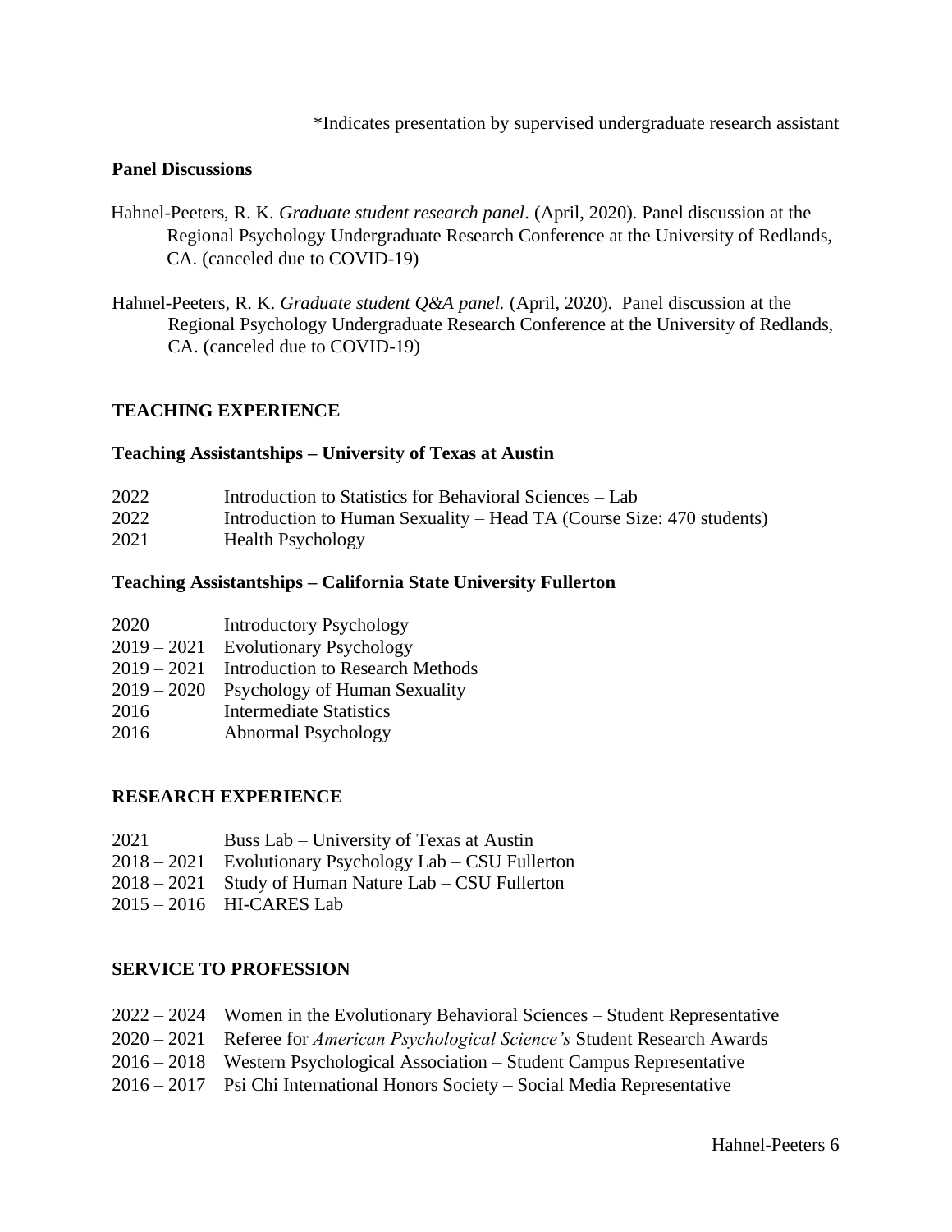*Indicates presentation by supervised undergraduate research assistant

### Panel Discussions

Hahnel-Peeters, R. K. *Graduate student research panel*. (April, 2020). Panel discussion at the Regional Psychology Undergraduate Research Conference at the University of Redlands, CA. (canceled due to COVID-19)

Hahnel-Peeters, R. K. *Graduate student Q&A panel.* (April, 2020). Panel discussion at the Regional Psychology Undergraduate Research Conference at the University of Redlands, CA. (canceled due to COVID-19)

## TEACHING EXPERIENCE

### Teaching Assistantships – University of Texas at Austin

2022 Introduction to Statistics for Behavioral Sciences – Lab
2022 Introduction to Human Sexuality – Head TA (Course Size: 470 students)
2021 Health Psychology

### Teaching Assistantships – California State University Fullerton

2020 Introductory Psychology
2019 – 2021 Evolutionary Psychology
2019 – 2021 Introduction to Research Methods
2019 – 2020 Psychology of Human Sexuality
2016 Intermediate Statistics
2016 Abnormal Psychology

## RESEARCH EXPERIENCE

2021 Buss Lab – University of Texas at Austin
2018 – 2021 Evolutionary Psychology Lab – CSU Fullerton
2018 – 2021 Study of Human Nature Lab – CSU Fullerton
2015 – 2016 HI-CARES Lab

## SERVICE TO PROFESSION

2022 – 2024 Women in the Evolutionary Behavioral Sciences – Student Representative
2020 – 2021 Referee for *American Psychological Science's* Student Research Awards
2016 – 2018 Western Psychological Association – Student Campus Representative
2016 – 2017 Psi Chi International Honors Society – Social Media Representative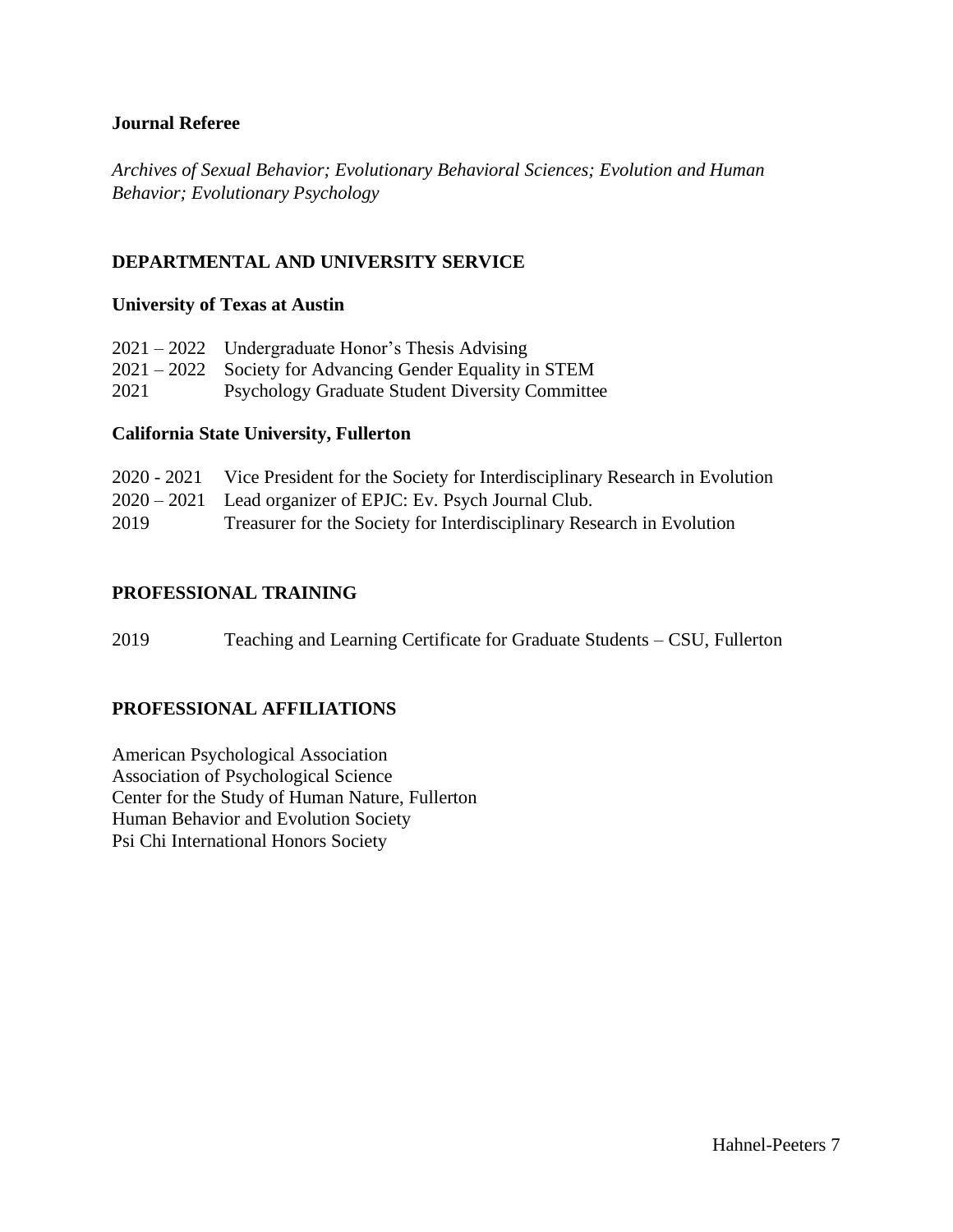### Journal Referee

*Archives of Sexual Behavior; Evolutionary Behavioral Sciences; Evolution and Human Behavior; Evolutionary Psychology*

## DEPARTMENTAL AND UNIVERSITY SERVICE

### University of Texas at Austin

2021 – 2022 Undergraduate Honor's Thesis Advising
2021 – 2022 Society for Advancing Gender Equality in STEM
2021 Psychology Graduate Student Diversity Committee

### California State University, Fullerton

2020 - 2021 Vice President for the Society for Interdisciplinary Research in Evolution
2020 – 2021 Lead organizer of EPJC: Ev. Psych Journal Club.
2019 Treasurer for the Society for Interdisciplinary Research in Evolution

## PROFESSIONAL TRAINING

2019 Teaching and Learning Certificate for Graduate Students – CSU, Fullerton

## PROFESSIONAL AFFILIATIONS

American Psychological Association
Association of Psychological Science
Center for the Study of Human Nature, Fullerton
Human Behavior and Evolution Society
Psi Chi International Honors Society